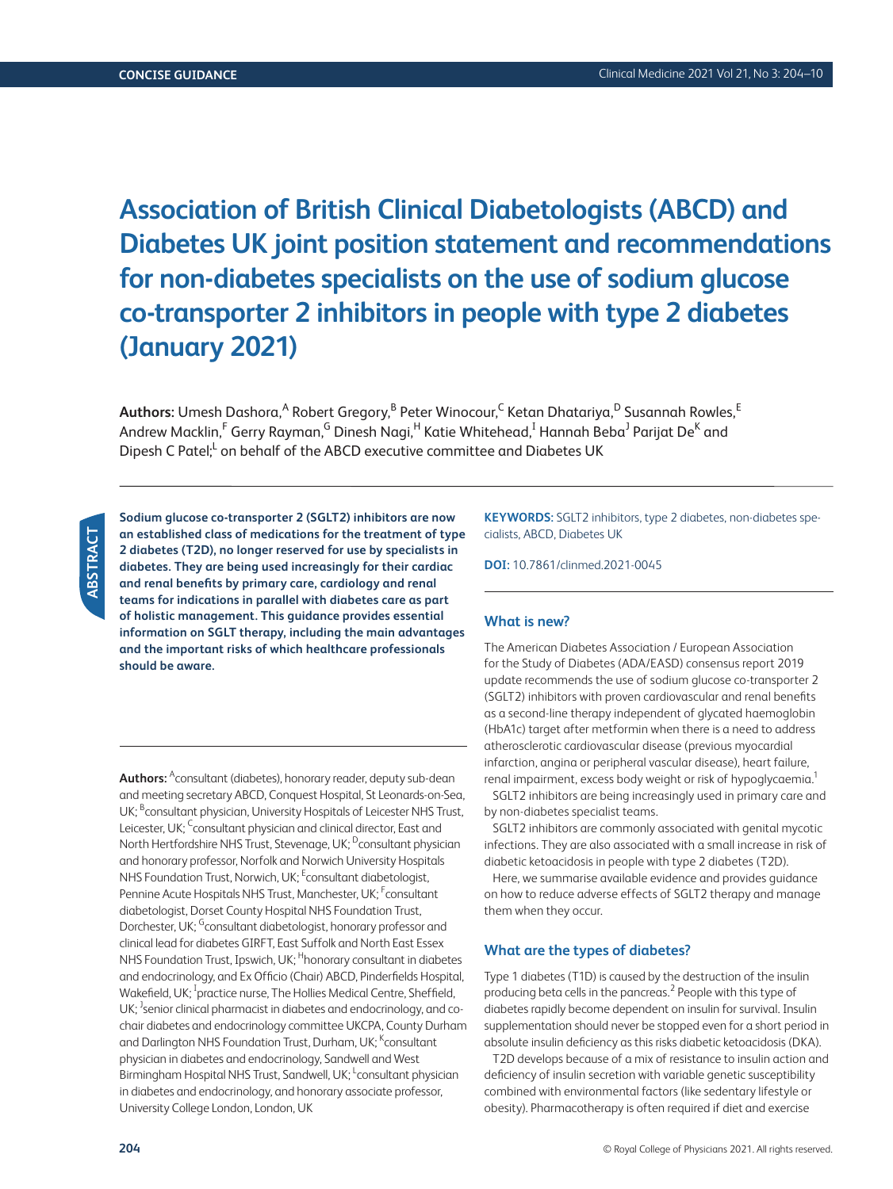CONCISE GUIDANCE

# Association of British Clinical Diabetologists (ABCD) and Diabetes UK joint position statement and recommendations for non-diabetes specialists on the use of sodium glucose co-transporter 2 inhibitors in people with type 2 diabetes (January 2021)

**Authors**: Umesh Dashora,[A] Robert Gregory,[B] Peter Winocour,[C] Ketan Dhatariya,[D] Susannah Rowles,[E] Andrew Macklin,[F] Gerry Rayman,[G] Dinesh Nagi,[H] Katie Whitehead,[I] Hannah Beba[J] Parijat De[K] and Dipesh C Patel;[L] on behalf of the ABCD executive committee and Diabetes UK

## ABSTRACT

**Sodium glucose co-transporter 2 (SGLT2) inhibitors are now an established class of medications for the treatment of type 2 diabetes (T2D), no longer reserved for use by specialists in diabetes. They are being used increasingly for their cardiac and renal benefits by primary care, cardiology and renal teams for indications in parallel with diabetes care as part of holistic management. This guidance provides essential information on SGLT therapy, including the main advantages and the important risks of which healthcare professionals should be aware.**

**KEYWORDS:** SGLT2 inhibitors, type 2 diabetes, non-diabetes specialists, ABCD, Diabetes UK

**DOI:** 10.7861/clinmed.2021-0045

**Authors:** [A]consultant (diabetes), honorary reader, deputy sub-dean and meeting secretary ABCD, Conquest Hospital, St Leonards-on-Sea, UK; [B]consultant physician, University Hospitals of Leicester NHS Trust, Leicester, UK; [C]consultant physician and clinical director, East and North Hertfordshire NHS Trust, Stevenage, UK; [D]consultant physician and honorary professor, Norfolk and Norwich University Hospitals NHS Foundation Trust, Norwich, UK; [E]consultant diabetologist, Pennine Acute Hospitals NHS Trust, Manchester, UK; [F]consultant diabetologist, Dorset County Hospital NHS Foundation Trust, Dorchester, UK; [G]consultant diabetologist, honorary professor and clinical lead for diabetes GIRFT, East Suffolk and North East Essex NHS Foundation Trust, Ipswich, UK; [H]honorary consultant in diabetes and endocrinology, and Ex Officio (Chair) ABCD, Pinderfields Hospital, Wakefield, UK; [I]practice nurse, The Hollies Medical Centre, Sheffield, UK; [J]senior clinical pharmacist in diabetes and endocrinology, and co-chair diabetes and endocrinology committee UKCPA, County Durham and Darlington NHS Foundation Trust, Durham, UK; [K]consultant physician in diabetes and endocrinology, Sandwell and West Birmingham Hospital NHS Trust, Sandwell, UK; [L]consultant physician in diabetes and endocrinology, and honorary associate professor, University College London, London, UK

## What is new?

The American Diabetes Association / European Association for the Study of Diabetes (ADA/EASD) consensus report 2019 update recommends the use of sodium glucose co-transporter 2 (SGLT2) inhibitors with proven cardiovascular and renal benefits as a second-line therapy independent of glycated haemoglobin (HbA1c) target after metformin when there is a need to address atherosclerotic cardiovascular disease (previous myocardial infarction, angina or peripheral vascular disease), heart failure, renal impairment, excess body weight or risk of hypoglycaemia.[1]

SGLT2 inhibitors are being increasingly used in primary care and by non-diabetes specialist teams.

SGLT2 inhibitors are commonly associated with genital mycotic infections. They are also associated with a small increase in risk of diabetic ketoacidosis in people with type 2 diabetes (T2D).

Here, we summarise available evidence and provides guidance on how to reduce adverse effects of SGLT2 therapy and manage them when they occur.

## What are the types of diabetes?

Type 1 diabetes (T1D) is caused by the destruction of the insulin producing beta cells in the pancreas.[2] People with this type of diabetes rapidly become dependent on insulin for survival. Insulin supplementation should never be stopped even for a short period in absolute insulin deficiency as this risks diabetic ketoacidosis (DKA).

T2D develops because of a mix of resistance to insulin action and deficiency of insulin secretion with variable genetic susceptibility combined with environmental factors (like sedentary lifestyle or obesity). Pharmacotherapy is often required if diet and exercise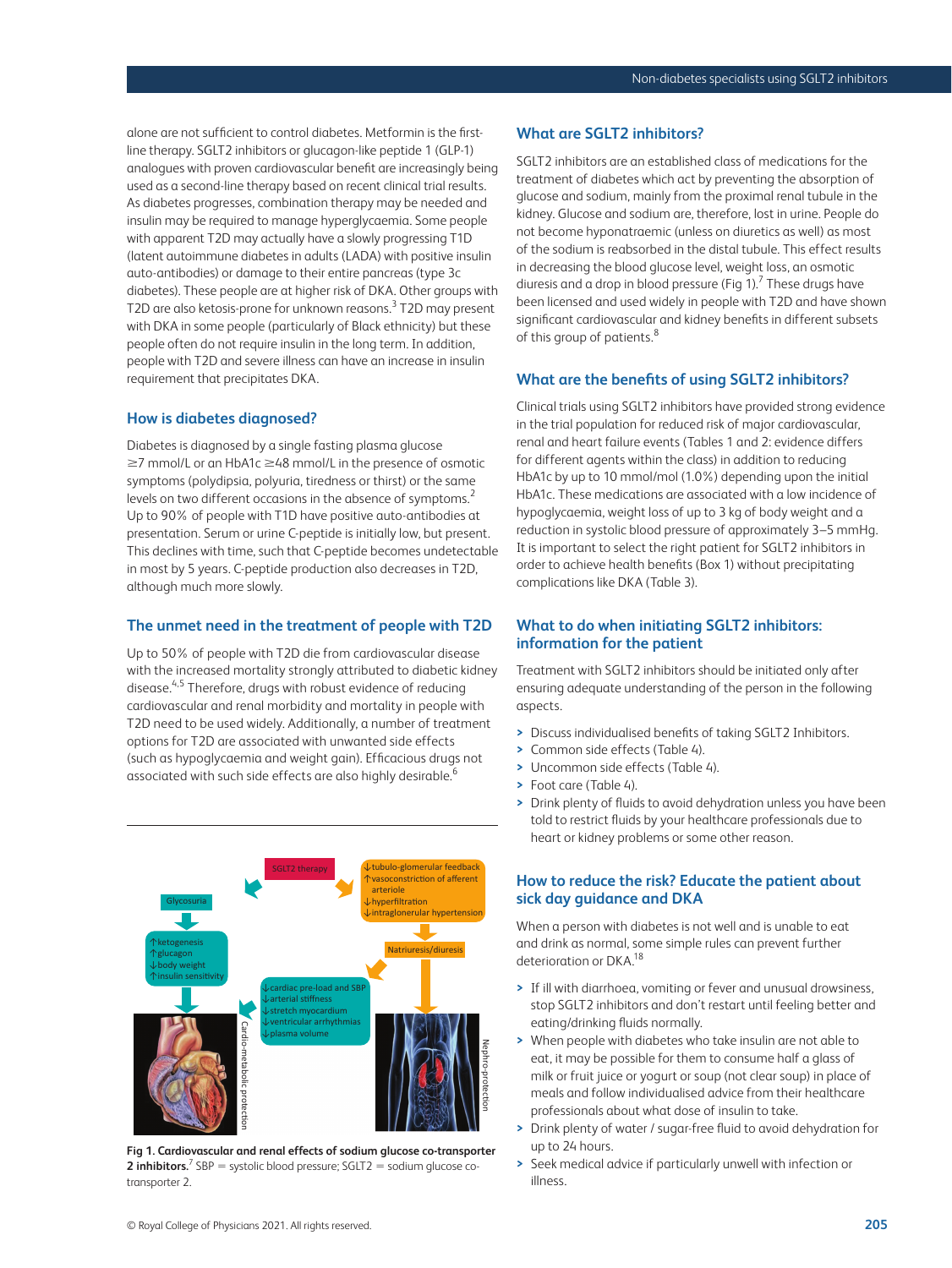alone are not sufficient to control diabetes. Metformin is the first-line therapy. SGLT2 inhibitors or glucagon-like peptide 1 (GLP-1) analogues with proven cardiovascular benefit are increasingly being used as a second-line therapy based on recent clinical trial results. As diabetes progresses, combination therapy may be needed and insulin may be required to manage hyperglycaemia. Some people with apparent T2D may actually have a slowly progressing T1D (latent autoimmune diabetes in adults (LADA) with positive insulin auto-antibodies) or damage to their entire pancreas (type 3c diabetes). These people are at higher risk of DKA. Other groups with T2D are also ketosis-prone for unknown reasons.[3] T2D may present with DKA in some people (particularly of Black ethnicity) but these people often do not require insulin in the long term. In addition, people with T2D and severe illness can have an increase in insulin requirement that precipitates DKA.

## How is diabetes diagnosed?

Diabetes is diagnosed by a single fasting plasma glucose ≥7 mmol/L or an HbA1c ≥48 mmol/L in the presence of osmotic symptoms (polydipsia, polyuria, tiredness or thirst) or the same levels on two different occasions in the absence of symptoms.[2] Up to 90% of people with T1D have positive auto-antibodies at presentation. Serum or urine C-peptide is initially low, but present. This declines with time, such that C-peptide becomes undetectable in most by 5 years. C-peptide production also decreases in T2D, although much more slowly.

## The unmet need in the treatment of people with T2D

Up to 50% of people with T2D die from cardiovascular disease with the increased mortality strongly attributed to diabetic kidney disease.[4,5] Therefore, drugs with robust evidence of reducing cardiovascular and renal morbidity and mortality in people with T2D need to be used widely. Additionally, a number of treatment options for T2D are associated with unwanted side effects (such as hypoglycaemia and weight gain). Efficacious drugs not associated with such side effects are also highly desirable.[6]

SGLT2 therapy

Glycosuria

↑ketogenesis
↑glucagon
↓body weight
↑insulin sensitivity

↓tubulo-glomerular feedback
↑vasoconstriction of afferent arteriole
↓hyperfiltration
↓intraglonerular hypertension

Natriuresis/diuresis

↓cardiac pre-load and SBP
↓arterial stiffness
↓stretch myocardium
↓ventricular arrhythmias
↓plasma volume

Cardio-metabolic protection

Nephro-protection

**Fig 1. Cardiovascular and renal effects of sodium glucose co-transporter 2 inhibitors.**[7] SBP = systolic blood pressure; SGLT2 = sodium glucose co-transporter 2.

## What are SGLT2 inhibitors?

SGLT2 inhibitors are an established class of medications for the treatment of diabetes which act by preventing the absorption of glucose and sodium, mainly from the proximal renal tubule in the kidney. Glucose and sodium are, therefore, lost in urine. People do not become hyponatraemic (unless on diuretics as well) as most of the sodium is reabsorbed in the distal tubule. This effect results in decreasing the blood glucose level, weight loss, an osmotic diuresis and a drop in blood pressure (Fig 1).[7] These drugs have been licensed and used widely in people with T2D and have shown significant cardiovascular and kidney benefits in different subsets of this group of patients.[8]

## What are the benefits of using SGLT2 inhibitors?

Clinical trials using SGLT2 inhibitors have provided strong evidence in the trial population for reduced risk of major cardiovascular, renal and heart failure events (Tables 1 and 2: evidence differs for different agents within the class) in addition to reducing HbA1c by up to 10 mmol/mol (1.0%) depending upon the initial HbA1c. These medications are associated with a low incidence of hypoglycaemia, weight loss of up to 3 kg of body weight and a reduction in systolic blood pressure of approximately 3–5 mmHg. It is important to select the right patient for SGLT2 inhibitors in order to achieve health benefits (Box 1) without precipitating complications like DKA (Table 3).

## What to do when initiating SGLT2 inhibitors: information for the patient

Treatment with SGLT2 inhibitors should be initiated only after ensuring adequate understanding of the person in the following aspects.

- Discuss individualised benefits of taking SGLT2 Inhibitors.
- Common side effects (Table 4).
- Uncommon side effects (Table 4).
- Foot care (Table 4).
- Drink plenty of fluids to avoid dehydration unless you have been told to restrict fluids by your healthcare professionals due to heart or kidney problems or some other reason.

## How to reduce the risk? Educate the patient about sick day guidance and DKA

When a person with diabetes is not well and is unable to eat and drink as normal, some simple rules can prevent further deterioration or DKA.[18]

- If ill with diarrhoea, vomiting or fever and unusual drowsiness, stop SGLT2 inhibitors and don't restart until feeling better and eating/drinking fluids normally.
- When people with diabetes who take insulin are not able to eat, it may be possible for them to consume half a glass of milk or fruit juice or yogurt or soup (not clear soup) in place of meals and follow individualised advice from their healthcare professionals about what dose of insulin to take.
- Drink plenty of water / sugar-free fluid to avoid dehydration for up to 24 hours.
- Seek medical advice if particularly unwell with infection or illness.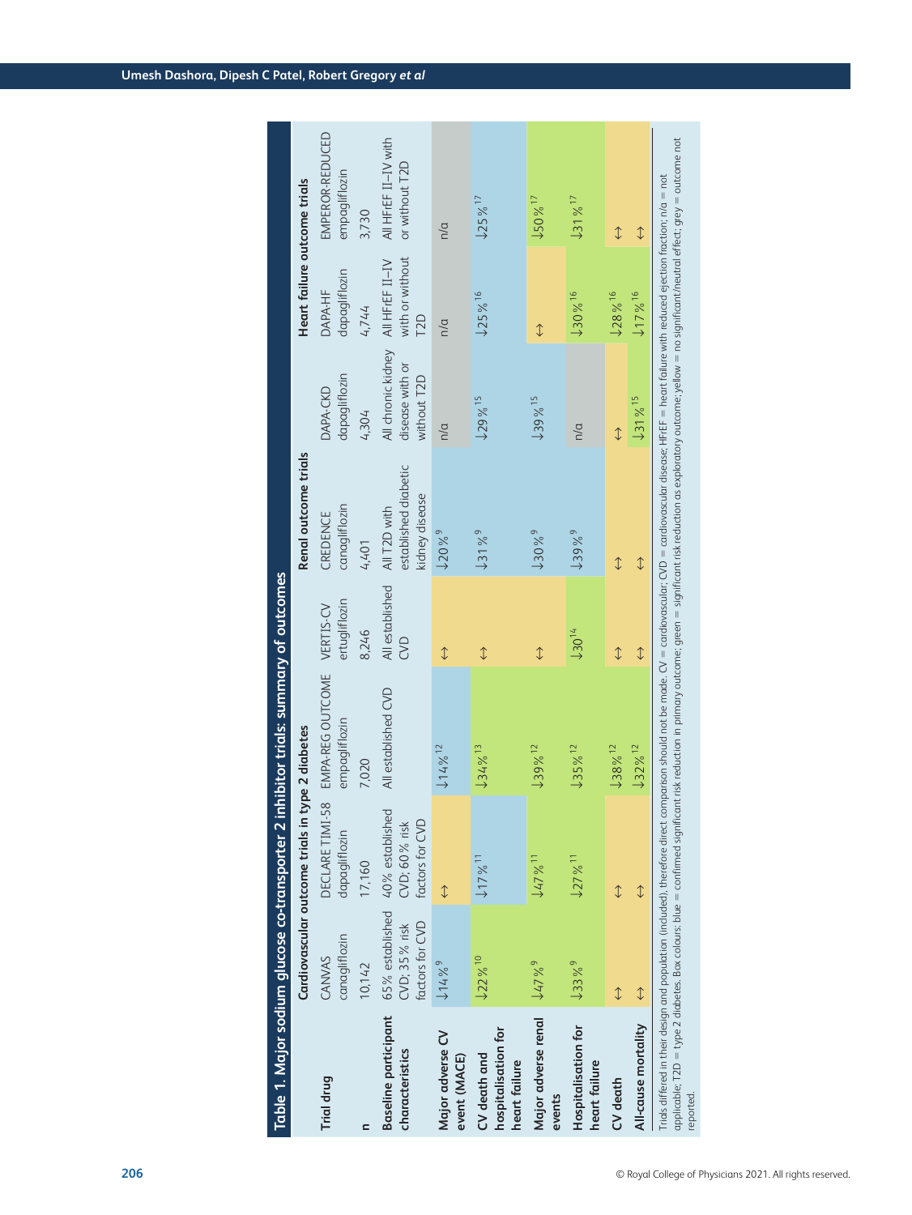**Table 1. Major sodium glucose co-transporter 2 inhibitor trials: summary of outcomes**

| | Cardiovascular outcome trials in type 2 diabetes | | | | Renal outcome trials | | Heart failure outcome trials | |
|---|---|---|---|---|---|---|---|---|
| **Trial drug** | CANVAS canagliflozin | DECLARE TIMI-58 dapagliflozin | EMPA-REG OUTCOME empagliflozin | VERTIS-CV ertugliflozin | CREDENCE canagliflozin | DAPA-CKD dapagliflozin | DAPA-HF dapagliflozin | EMPEROR-REDUCED empagliflozin |
| **n** | 10,142 | 17,160 | 7,020 | 8,246 | 4,401 | 4,304 | 4,744 | 3,730 |
| **Baseline participant characteristics** | 65% established CVD; 35% risk factors for CVD | 40% established CVD; 60% risk factors for CVD | All established CVD | All established CVD | All T2D with established diabetic kidney disease | All chronic kidney disease with or without T2D | All HFrEF II–IV with or without T2D | All HFrEF II–IV with or without T2D |
| **Major adverse CV event (MACE)** | ↓14%[9] | ↔ | ↓14%[12] | ↔ | ↓20%[9] | n/a | n/a | n/a |
| **CV death and hospitalisation for heart failure** | ↓22%[10] | ↓17%[11] | ↓34%[13] | ↔ | ↓31%[9] | ↓29%[15] | ↓25%[16] | ↓25%[17] |
| **Major adverse renal events** | ↓47%[9] | ↓47%[11] | ↓39%[12] | ↔ | ↓30%[9] | ↓39%[15] | ↔ | ↓50%[17] |
| **Hospitalisation for heart failure** | ↓33%[9] | ↓27%[11] | ↓35%[12] | ↓30[14] | ↓39%[9] | n/a | ↓30%[16] | ↓31%[17] |
| **CV death** | ↔ | ↔ | ↓38%[12] | ↔ | ↔ | ↔ | ↓28%[16] | ↔ |
| **All-cause mortality** | ↔ | ↔ | ↓32%[12] | ↔ | ↔ | ↓31%[15] | ↓17%[16] | ↔ |

Trials differed in their design and population (included), therefore direct comparison should not be made. CV = cardiovascular; CVD = cardiovascular disease; HFrEF = heart failure with reduced ejection fraction; n/a = not applicable; T2D = type 2 diabetes. Box colours: blue = confirmed significant risk reduction in primary outcome; green = significant risk reduction as exploratory outcome; yellow = no significant/neutral effect; grey = outcome not reported.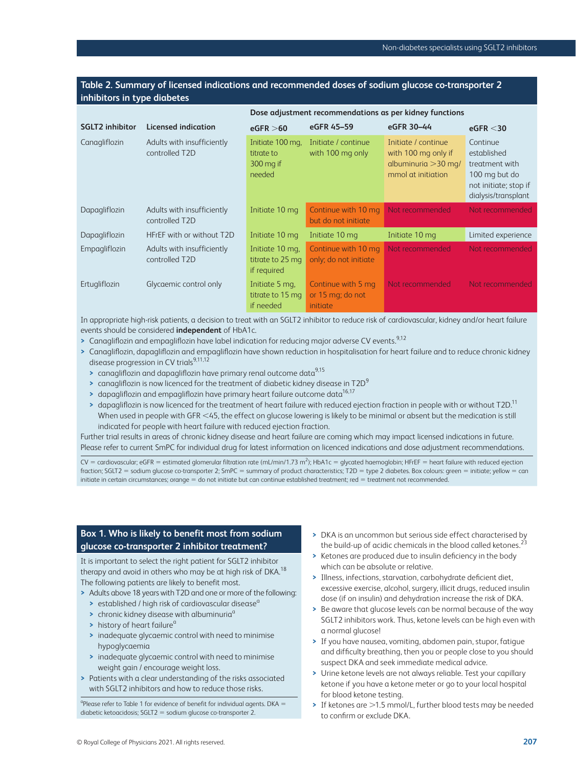## Table 2. Summary of licensed indications and recommended doses of sodium glucose co-transporter 2 inhibitors in type diabetes

| SGLT2 inhibitor | Licensed indication | Dose adjustment recommendations as per kidney functions: eGFR >60 | eGFR 45–59 | eGFR 30–44 | eGFR <30 |
|---|---|---|---|---|---|
| Canagliflozin | Adults with insufficiently controlled T2D | Initiate 100 mg, titrate to 300 mg if needed | Initiate / continue with 100 mg only | Initiate / continue with 100 mg only if albuminuria >30 mg/mmol at initiation | Continue established treatment with 100 mg but do not initiate; stop if dialysis/transplant |
| Dapagliflozin | Adults with insufficiently controlled T2D | Initiate 10 mg | Continue with 10 mg but do not initiate | Not recommended | Not recommended |
| Dapagliflozin | HFrEF with or without T2D | Initiate 10 mg | Initiate 10 mg | Initiate 10 mg | Limited experience |
| Empagliflozin | Adults with insufficiently controlled T2D | Initiate 10 mg, titrate to 25 mg if required | Continue with 10 mg only; do not initiate | Not recommended | Not recommended |
| Ertugliflozin | Glycaemic control only | Initiate 5 mg, titrate to 15 mg if needed | Continue with 5 mg or 15 mg; do not initiate | Not recommended | Not recommended |

In appropriate high-risk patients, a decision to treat with an SGLT2 inhibitor to reduce risk of cardiovascular, kidney and/or heart failure events should be considered **independent** of HbA1c.

- Canagliflozin and empagliflozin have label indication for reducing major adverse CV events.[9,12]
- Canagliflozin, dapagliflozin and empagliflozin have shown reduction in hospitalisation for heart failure and to reduce chronic kidney disease progression in CV trials[9,11,12]
  - canagliflozin and dapagliflozin have primary renal outcome data[9,15]
  - canagliflozin is now licenced for the treatment of diabetic kidney disease in T2D[9]
  - dapagliflozin and empagliflozin have primary heart failure outcome data[16,17]
  - dapagliflozin is now licenced for the treatment of heart failure with reduced ejection fraction in people with or without T2D.[11] When used in people with GFR <45, the effect on glucose lowering is likely to be minimal or absent but the medication is still indicated for people with heart failure with reduced ejection fraction.

Further trial results in areas of chronic kidney disease and heart failure are coming which may impact licensed indications in future. Please refer to current SmPC for individual drug for latest information on licenced indications and dose adjustment recommendations.

CV = cardiovascular; eGFR = estimated glomerular filtration rate (mL/min/1.73 $m^2$); HbA1c = glycated haemoglobin; HFrEF = heart failure with reduced ejection fraction; SGLT2 = sodium glucose co-transporter 2; SmPC = summary of product characteristics; T2D = type 2 diabetes. Box colours: green = initiate; yellow = can initiate in certain circumstances; orange = do not initiate but can continue established treatment; red = treatment not recommended.

## Box 1. Who is likely to benefit most from sodium glucose co-transporter 2 inhibitor treatment?

It is important to select the right patient for SGLT2 inhibitor therapy and avoid in others who may be at high risk of DKA.[18] The following patients are likely to benefit most.

- Adults above 18 years with T2D and one or more of the following:
  - established / high risk of cardiovascular disease[a]
  - chronic kidney disease with albuminuria[a]
  - history of heart failure[a]
  - inadequate glycaemic control with need to minimise hypoglycaemia
  - inadequate glycaemic control with need to minimise weight gain / encourage weight loss.
- Patients with a clear understanding of the risks associated with SGLT2 inhibitors and how to reduce those risks.

[a]Please refer to Table 1 for evidence of benefit for individual agents. DKA = diabetic ketoacidosis; SGLT2 = sodium glucose co-transporter 2.

- DKA is an uncommon but serious side effect characterised by the build-up of acidic chemicals in the blood called ketones.[23]
- Ketones are produced due to insulin deficiency in the body which can be absolute or relative.
- Illness, infections, starvation, carbohydrate deficient diet, excessive exercise, alcohol, surgery, illicit drugs, reduced insulin dose (if on insulin) and dehydration increase the risk of DKA.
- Be aware that glucose levels can be normal because of the way SGLT2 inhibitors work. Thus, ketone levels can be high even with a normal glucose!
- If you have nausea, vomiting, abdomen pain, stupor, fatigue and difficulty breathing, then you or people close to you should suspect DKA and seek immediate medical advice.
- Urine ketone levels are not always reliable. Test your capillary ketone if you have a ketone meter or go to your local hospital for blood ketone testing.
- If ketones are >1.5 mmol/L, further blood tests may be needed to confirm or exclude DKA.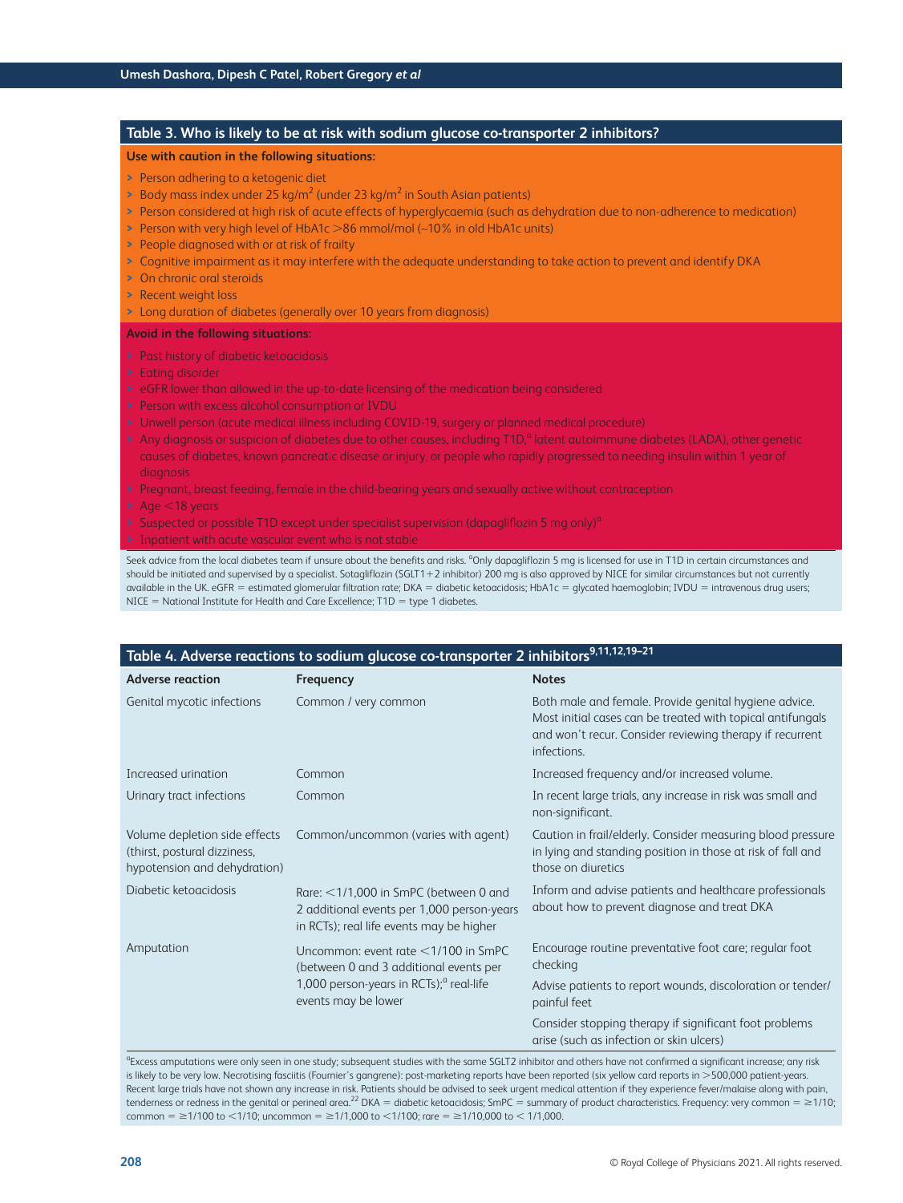### Table 3. Who is likely to be at risk with sodium glucose co-transporter 2 inhibitors?

**Use with caution in the following situations:**

- Person adhering to a ketogenic diet
- Body mass index under 25 kg/m$^2$ (under 23 kg/m$^2$ in South Asian patients)
- Person considered at high risk of acute effects of hyperglycaemia (such as dehydration due to non-adherence to medication)
- Person with very high level of HbA1c >86 mmol/mol (~10% in old HbA1c units)
- People diagnosed with or at risk of frailty
- Cognitive impairment as it may interfere with the adequate understanding to take action to prevent and identify DKA
- On chronic oral steroids
- Recent weight loss
- Long duration of diabetes (generally over 10 years from diagnosis)

**Avoid in the following situations:**

- Past history of diabetic ketoacidosis
- Eating disorder
- eGFR lower than allowed in the up-to-date licensing of the medication being considered
- Person with excess alcohol consumption or IVDU
- Unwell person (acute medical illness including COVID-19, surgery or planned medical procedure)
- Any diagnosis or suspicion of diabetes due to other causes, including T1D,[a] latent autoimmune diabetes (LADA), other genetic causes of diabetes, known pancreatic disease or injury, or people who rapidly progressed to needing insulin within 1 year of diagnosis
- Pregnant, breast feeding, female in the child-bearing years and sexually active without contraception
- Age <18 years
- Suspected or possible T1D except under specialist supervision (dapagliflozin 5 mg only)[a]
- Inpatient with acute vascular event who is not stable

Seek advice from the local diabetes team if unsure about the benefits and risks. [a]Only dapagliflozin 5 mg is licensed for use in T1D in certain circumstances and should be initiated and supervised by a specialist. Sotagliflozin (SGLT1+2 inhibitor) 200 mg is also approved by NICE for similar circumstances but not currently available in the UK. eGFR = estimated glomerular filtration rate; DKA = diabetic ketoacidosis; HbA1c = glycated haemoglobin; IVDU = intravenous drug users; NICE = National Institute for Health and Care Excellence; T1D = type 1 diabetes.

### Table 4. Adverse reactions to sodium glucose co-transporter 2 inhibitors[9,11,12,19–21]

| Adverse reaction | Frequency | Notes |
|---|---|---|
| Genital mycotic infections | Common / very common | Both male and female. Provide genital hygiene advice. Most initial cases can be treated with topical antifungals and won't recur. Consider reviewing therapy if recurrent infections. |
| Increased urination | Common | Increased frequency and/or increased volume. |
| Urinary tract infections | Common | In recent large trials, any increase in risk was small and non-significant. |
| Volume depletion side effects (thirst, postural dizziness, hypotension and dehydration) | Common/uncommon (varies with agent) | Caution in frail/elderly. Consider measuring blood pressure in lying and standing position in those at risk of fall and those on diuretics |
| Diabetic ketoacidosis | Rare: <1/1,000 in SmPC (between 0 and 2 additional events per 1,000 person-years in RCTs); real life events may be higher | Inform and advise patients and healthcare professionals about how to prevent diagnose and treat DKA |
| Amputation | Uncommon: event rate <1/100 in SmPC (between 0 and 3 additional events per 1,000 person-years in RCTs);[a] real-life events may be lower | Encourage routine preventative foot care; regular foot checking<br>Advise patients to report wounds, discoloration or tender/painful feet<br>Consider stopping therapy if significant foot problems arise (such as infection or skin ulcers) |

[a]Excess amputations were only seen in one study; subsequent studies with the same SGLT2 inhibitor and others have not confirmed a significant increase; any risk is likely to be very low. Necrotising fasciitis (Fournier's gangrene): post-marketing reports have been reported (six yellow card reports in >500,000 patient-years. Recent large trials have not shown any increase in risk. Patients should be advised to seek urgent medical attention if they experience fever/malaise along with pain, tenderness or redness in the genital or perineal area.[22] DKA = diabetic ketoacidosis; SmPC = summary of product characteristics. Frequency: very common = ≥1/10; common = ≥1/100 to <1/10; uncommon = ≥1/1,000 to <1/100; rare = ≥1/10,000 to < 1/1,000.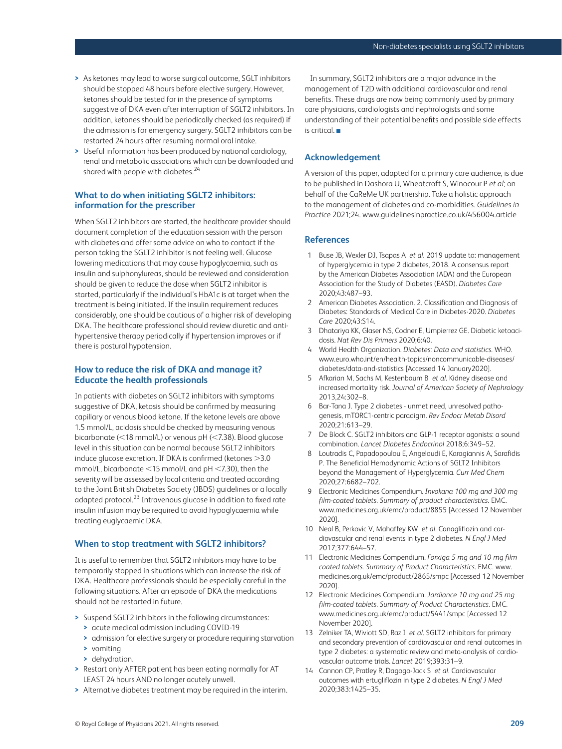- As ketones may lead to worse surgical outcome, SGLT inhibitors should be stopped 48 hours before elective surgery. However, ketones should be tested for in the presence of symptoms suggestive of DKA even after interruption of SGLT2 inhibitors. In addition, ketones should be periodically checked (as required) if the admission is for emergency surgery. SGLT2 inhibitors can be restarted 24 hours after resuming normal oral intake.
- Useful information has been produced by national cardiology, renal and metabolic associations which can be downloaded and shared with people with diabetes.[24]

## What to do when initiating SGLT2 inhibitors: information for the prescriber

When SGLT2 inhibitors are started, the healthcare provider should document completion of the education session with the person with diabetes and offer some advice on who to contact if the person taking the SGLT2 inhibitor is not feeling well. Glucose lowering medications that may cause hypoglycaemia, such as insulin and sulphonylureas, should be reviewed and consideration should be given to reduce the dose when SGLT2 inhibitor is started, particularly if the individual's HbA1c is at target when the treatment is being initiated. If the insulin requirement reduces considerably, one should be cautious of a higher risk of developing DKA. The healthcare professional should review diuretic and anti-hypertensive therapy periodically if hypertension improves or if there is postural hypotension.

## How to reduce the risk of DKA and manage it? Educate the health professionals

In patients with diabetes on SGLT2 inhibitors with symptoms suggestive of DKA, ketosis should be confirmed by measuring capillary or venous blood ketone. If the ketone levels are above 1.5 mmol/L, acidosis should be checked by measuring venous bicarbonate (<18 mmol/L) or venous pH (<7.38). Blood glucose level in this situation can be normal because SGLT2 inhibitors induce glucose excretion. If DKA is confirmed (ketones >3.0 mmol/L, bicarbonate <15 mmol/L and pH <7.30), then the severity will be assessed by local criteria and treated according to the Joint British Diabetes Society (JBDS) guidelines or a locally adapted protocol.[23] Intravenous glucose in addition to fixed rate insulin infusion may be required to avoid hypoglycaemia while treating euglycaemic DKA.

## When to stop treatment with SGLT2 inhibitors?

It is useful to remember that SGLT2 inhibitors may have to be temporarily stopped in situations which can increase the risk of DKA. Healthcare professionals should be especially careful in the following situations. After an episode of DKA the medications should not be restarted in future.

- Suspend SGLT2 inhibitors in the following circumstances:
  - acute medical admission including COVID-19
  - admission for elective surgery or procedure requiring starvation
  - vomiting
  - dehydration.
- Restart only AFTER patient has been eating normally for AT LEAST 24 hours AND no longer acutely unwell.
- Alternative diabetes treatment may be required in the interim.

In summary, SGLT2 inhibitors are a major advance in the management of T2D with additional cardiovascular and renal benefits. These drugs are now being commonly used by primary care physicians, cardiologists and nephrologists and some understanding of their potential benefits and possible side effects is critical. ■

## Acknowledgement

A version of this paper, adapted for a primary care audience, is due to be published in Dashora U, Wheatcroft S, Winocour P *et al*; on behalf of the CaReMe UK partnership. Take a holistic approach to the management of diabetes and co-morbidities. *Guidelines in Practice* 2021;24. www.guidelinesinpractice.co.uk/456004.article

## References

1. Buse JB, Wexler DJ, Tsapas A *et al*. 2019 update to: management of hyperglycemia in type 2 diabetes, 2018. A consensus report by the American Diabetes Association (ADA) and the European Association for the Study of Diabetes (EASD). *Diabetes Care* 2020;43:487–93.
2. American Diabetes Association. 2. Classification and Diagnosis of Diabetes: Standards of Medical Care in Diabetes-2020. *Diabetes Care* 2020;43:S14.
3. Dhatariya KK, Glaser NS, Codner E, Umpierrez GE. Diabetic ketoacidosis. *Nat Rev Dis Primers* 2020;6:40.
4. World Health Organization. *Diabetes: Data and statistics.* WHO. www.euro.who.int/en/health-topics/noncommunicable-diseases/diabetes/data-and-statistics [Accessed 14 January2020].
5. Afkarian M, Sachs M, Kestenbaum B *et al*. Kidney disease and increased mortality risk. *Journal of American Society of Nephrology* 2013,24:302–8.
6. Bar-Tana J. Type 2 diabetes - unmet need, unresolved pathogenesis, mTORC1-centric paradigm. *Rev Endocr Metab Disord* 2020;21:613–29.
7. De Block C. SGLT2 inhibitors and GLP-1 receptor agonists: a sound combination. *Lancet Diabetes Endocrinol* 2018;6:349–52.
8. Loutradis C, Papadopoulou E, Angeloudi E, Karagiannis A, Sarafidis P. The Beneficial Hemodynamic Actions of SGLT2 Inhibitors beyond the Management of Hyperglycemia. *Curr Med Chem* 2020;27:6682–702.
9. Electronic Medicines Compendium. *Invokana 100 mg and 300 mg film-coated tablets. Summary of product characteristics.* EMC. www.medicines.org.uk/emc/product/8855 [Accessed 12 November 2020].
10. Neal B, Perkovic V, Mahaffey KW *et al*. Canagliflozin and cardiovascular and renal events in type 2 diabetes. *N Engl J Med* 2017;377:644–57.
11. Electronic Medicines Compendium. *Forxiga 5 mg and 10 mg film coated tablets. Summary of Product Characteristics.* EMC. www.medicines.org.uk/emc/product/2865/smpc [Accessed 12 November 2020].
12. Electronic Medicines Compendium. *Jardiance 10 mg and 25 mg film-coated tablets. Summary of Product Characteristics.* EMC. www.medicines.org.uk/emc/product/5441/smpc [Accessed 12 November 2020].
13. Zelniker TA, Wiviott SD, Raz I *et al*. SGLT2 inhibitors for primary and secondary prevention of cardiovascular and renal outcomes in type 2 diabetes: a systematic review and meta-analysis of cardiovascular outcome trials. *Lancet* 2019;393:31–9.
14. Cannon CP, Pratley R, Dagogo-Jack S *et al*. Cardiovascular outcomes with ertugliflozin in type 2 diabetes. *N Engl J Med* 2020;383:1425–35.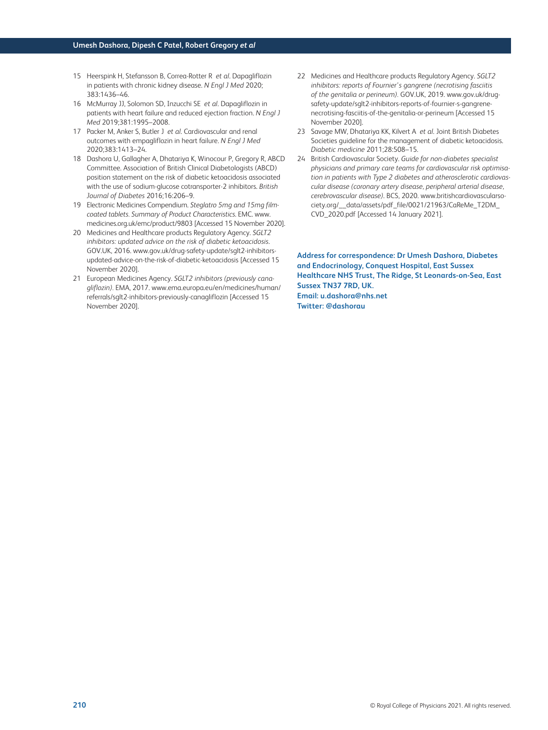15 Heerspink H, Stefansson B, Correa-Rotter R *et al*. Dapagliflozin in patients with chronic kidney disease. *N Engl J Med* 2020; 383:1436–46.

16 McMurray JJ, Solomon SD, Inzucchi SE *et al*. Dapagliflozin in patients with heart failure and reduced ejection fraction. *N Engl J Med* 2019;381:1995–2008.

17 Packer M, Anker S, Butler J *et al*. Cardiovascular and renal outcomes with empagliflozin in heart failure. *N Engl J Med* 2020;383:1413–24.

18 Dashora U, Gallagher A, Dhatariya K, Winocour P, Gregory R, ABCD Committee. Association of British Clinical Diabetologists (ABCD) position statement on the risk of diabetic ketoacidosis associated with the use of sodium-glucose cotransporter-2 inhibitors. *British Journal of Diabetes* 2016;16:206–9.

19 Electronic Medicines Compendium. *Steglatro 5mg and 15mg film-coated tablets. Summary of Product Characteristics*. EMC. www.medicines.org.uk/emc/product/9803 [Accessed 15 November 2020].

20 Medicines and Healthcare products Regulatory Agency. *SGLT2 inhibitors: updated advice on the risk of diabetic ketoacidosis*. GOV.UK, 2016. www.gov.uk/drug-safety-update/sglt2-inhibitors-updated-advice-on-the-risk-of-diabetic-ketoacidosis [Accessed 15 November 2020].

21 European Medicines Agency. *SGLT2 inhibitors (previously canagliflozin)*. EMA, 2017. www.ema.europa.eu/en/medicines/human/referrals/sglt2-inhibitors-previously-canagliflozin [Accessed 15 November 2020].

22 Medicines and Healthcare products Regulatory Agency. *SGLT2 inhibitors: reports of Fournier's gangrene (necrotising fasciitis of the genitalia or perineum)*. GOV.UK, 2019. www.gov.uk/drug-safety-update/sglt2-inhibitors-reports-of-fournier-s-gangrene-necrotising-fasciitis-of-the-genitalia-or-perineum [Accessed 15 November 2020].

23 Savage MW, Dhatariya KK, Kilvert A *et al*. Joint British Diabetes Societies guideline for the management of diabetic ketoacidosis. *Diabetic medicine* 2011;28:508–15.

24 British Cardiovascular Society. *Guide for non-diabetes specialist physicians and primary care teams for cardiovascular risk optimisation in patients with Type 2 diabetes and atherosclerotic cardiovascular disease (coronary artery disease, peripheral arterial disease, cerebrovascular disease)*. BCS, 2020. www.britishcardiovascularsociety.org/__data/assets/pdf_file/0021/21963/CaReMe_T2DM_CVD_2020.pdf [Accessed 14 January 2021].

**Address for correspondence: Dr Umesh Dashora, Diabetes and Endocrinology, Conquest Hospital, East Sussex Healthcare NHS Trust, The Ridge, St Leonards-on-Sea, East Sussex TN37 7RD, UK.**
**Email: u.dashora@nhs.net**
**Twitter: @dashorau**

© Royal College of Physicians 2021. All rights reserved.